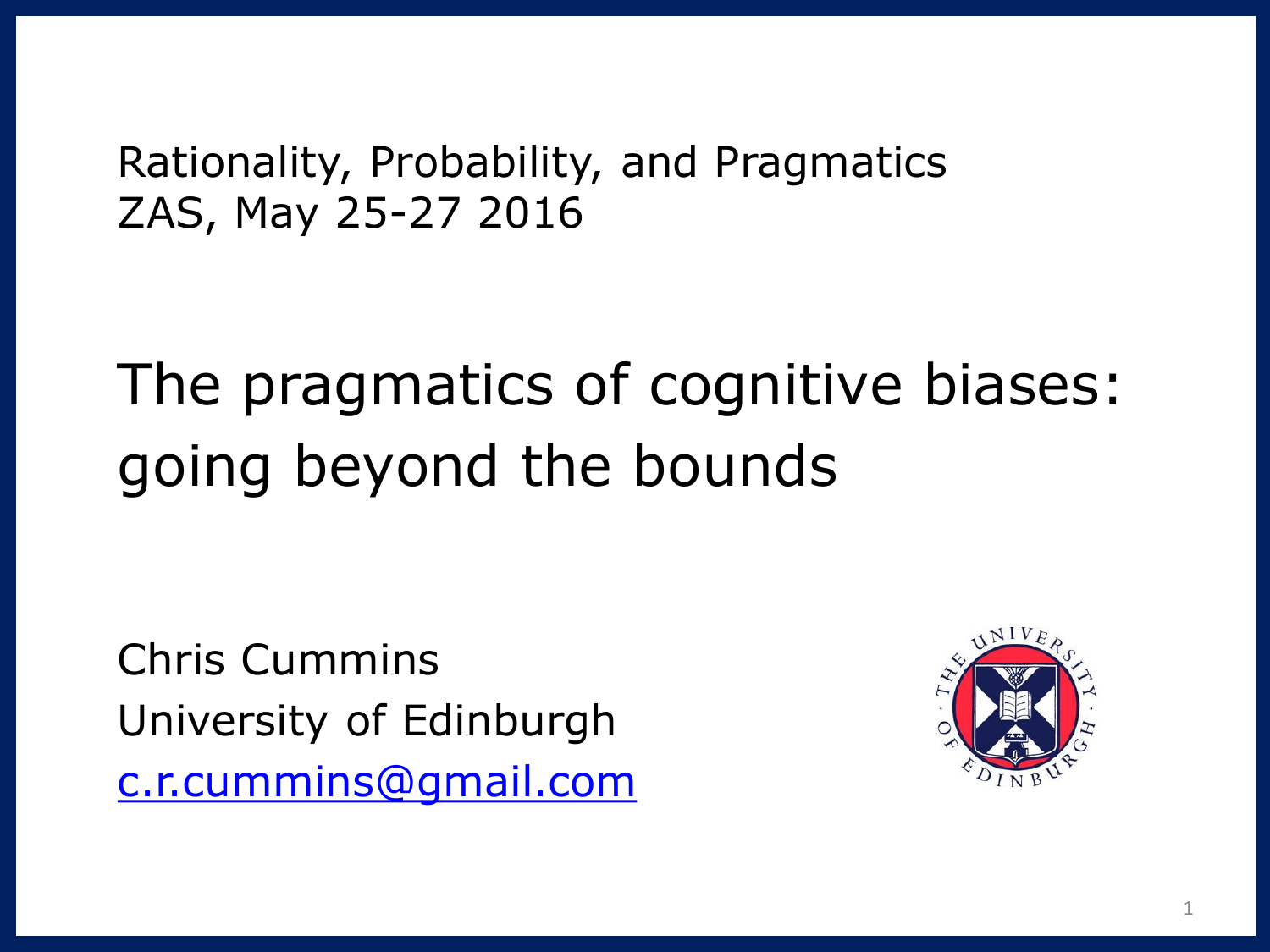Rationality, Probability, and Pragmatics
ZAS, May 25-27 2016

# The pragmatics of cognitive biases: going beyond the bounds

Chris Cummins
University of Edinburgh
c.r.cummins@gmail.com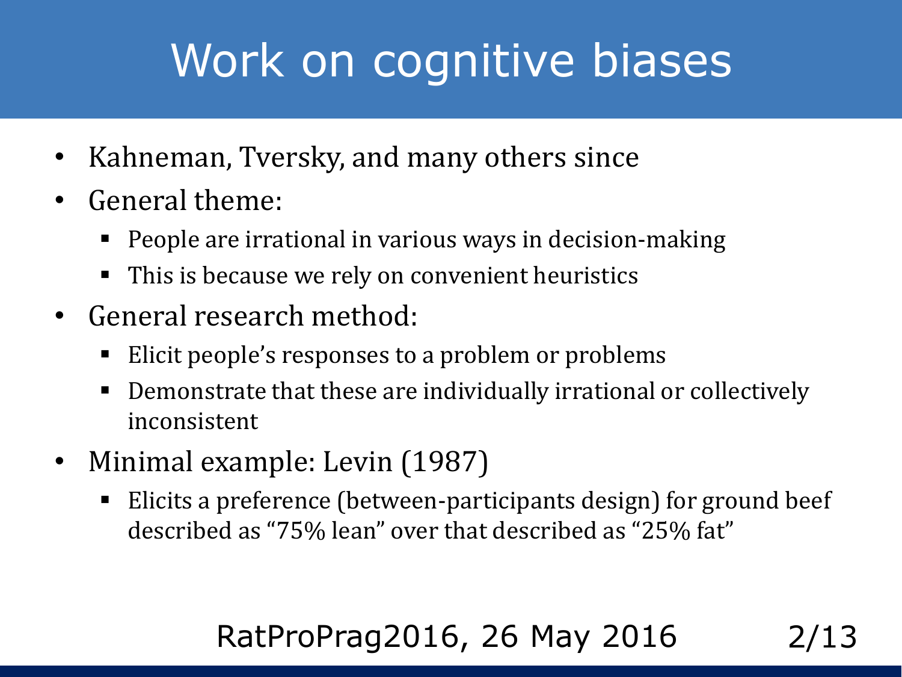# Work on cognitive biases

- Kahneman, Tversky, and many others since
- General theme:
  - People are irrational in various ways in decision-making
  - This is because we rely on convenient heuristics
- General research method:
  - Elicit people's responses to a problem or problems
  - Demonstrate that these are individually irrational or collectively inconsistent
- Minimal example: Levin (1987)
  - Elicits a preference (between-participants design) for ground beef described as "75% lean" over that described as "25% fat"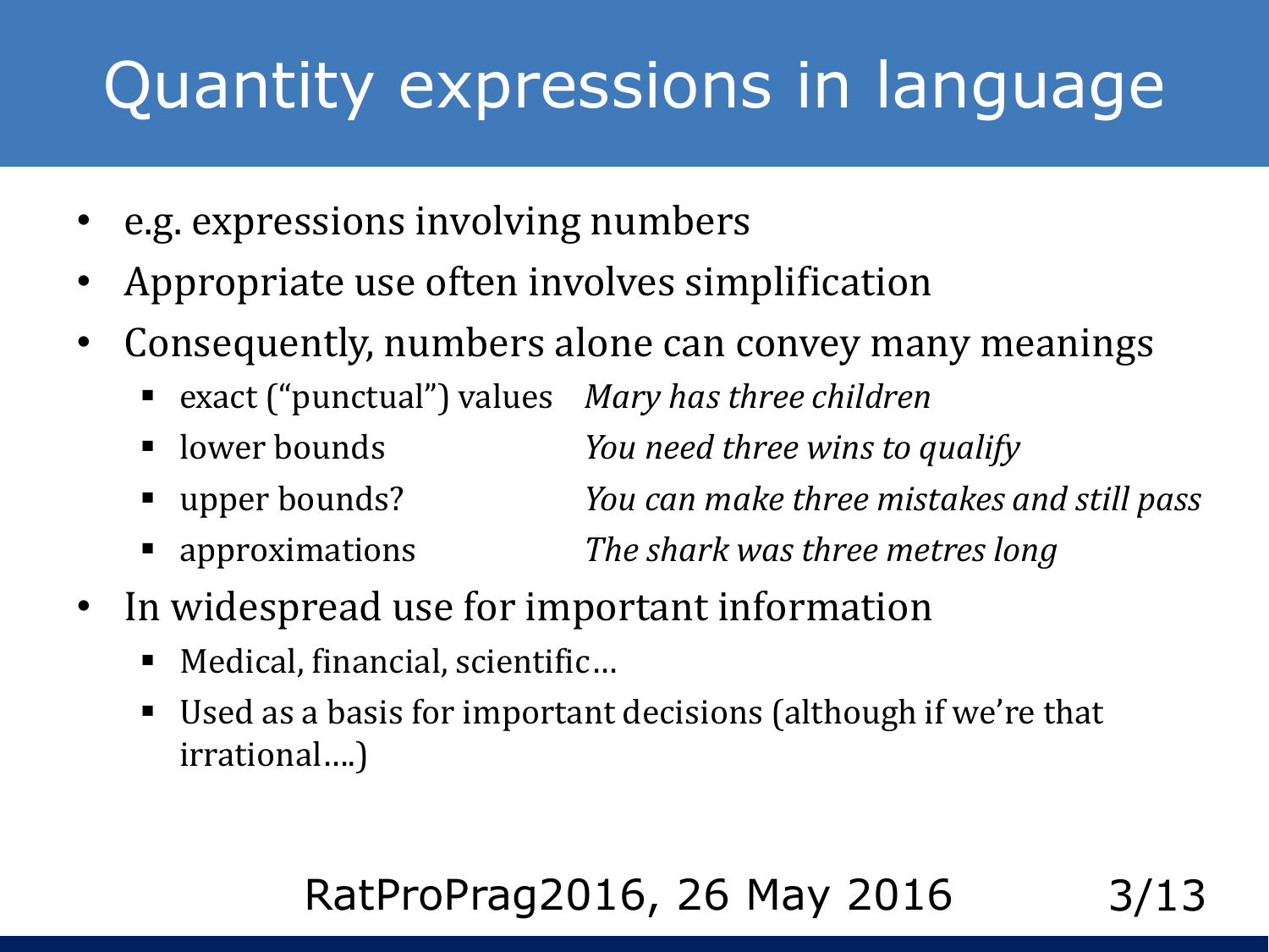# Quantity expressions in language

- e.g. expressions involving numbers
- Appropriate use often involves simplification
- Consequently, numbers alone can convey many meanings
  - exact ("punctual") values — *Mary has three children*
  - lower bounds — *You need three wins to qualify*
  - upper bounds? — *You can make three mistakes and still pass*
  - approximations — *The shark was three metres long*
- In widespread use for important information
  - Medical, financial, scientific…
  - Used as a basis for important decisions (although if we're that irrational….)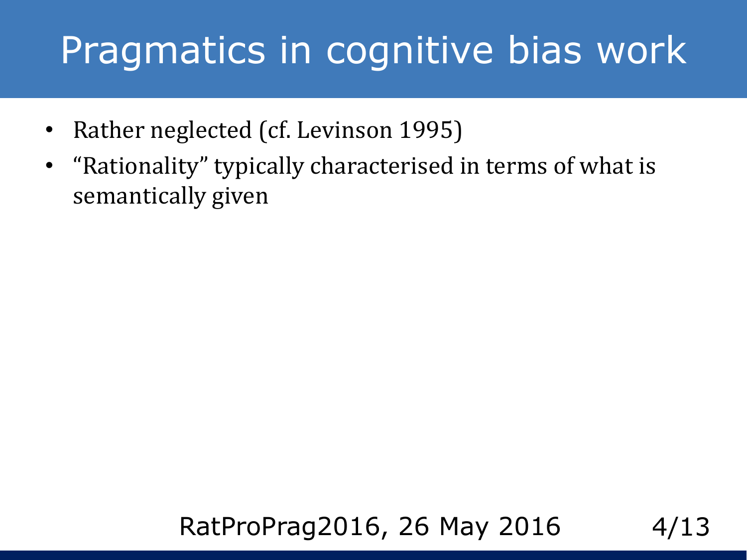# Pragmatics in cognitive bias work

- Rather neglected (cf. Levinson 1995)
- "Rationality" typically characterised in terms of what is semantically given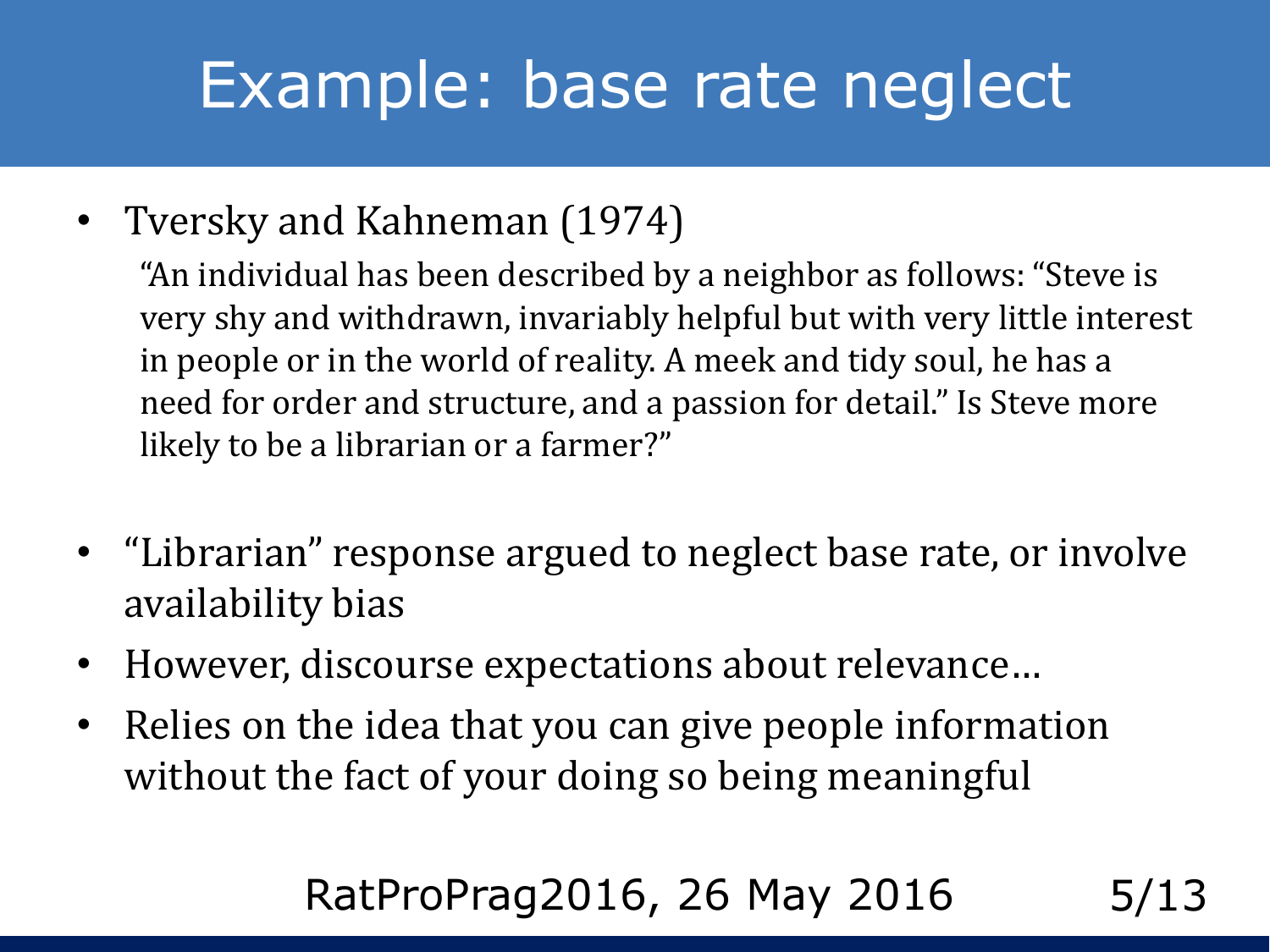# Example: base rate neglect

- Tversky and Kahneman (1974)

  "An individual has been described by a neighbor as follows: "Steve is very shy and withdrawn, invariably helpful but with very little interest in people or in the world of reality. A meek and tidy soul, he has a need for order and structure, and a passion for detail." Is Steve more likely to be a librarian or a farmer?"

- "Librarian" response argued to neglect base rate, or involve availability bias
- However, discourse expectations about relevance…
- Relies on the idea that you can give people information without the fact of your doing so being meaningful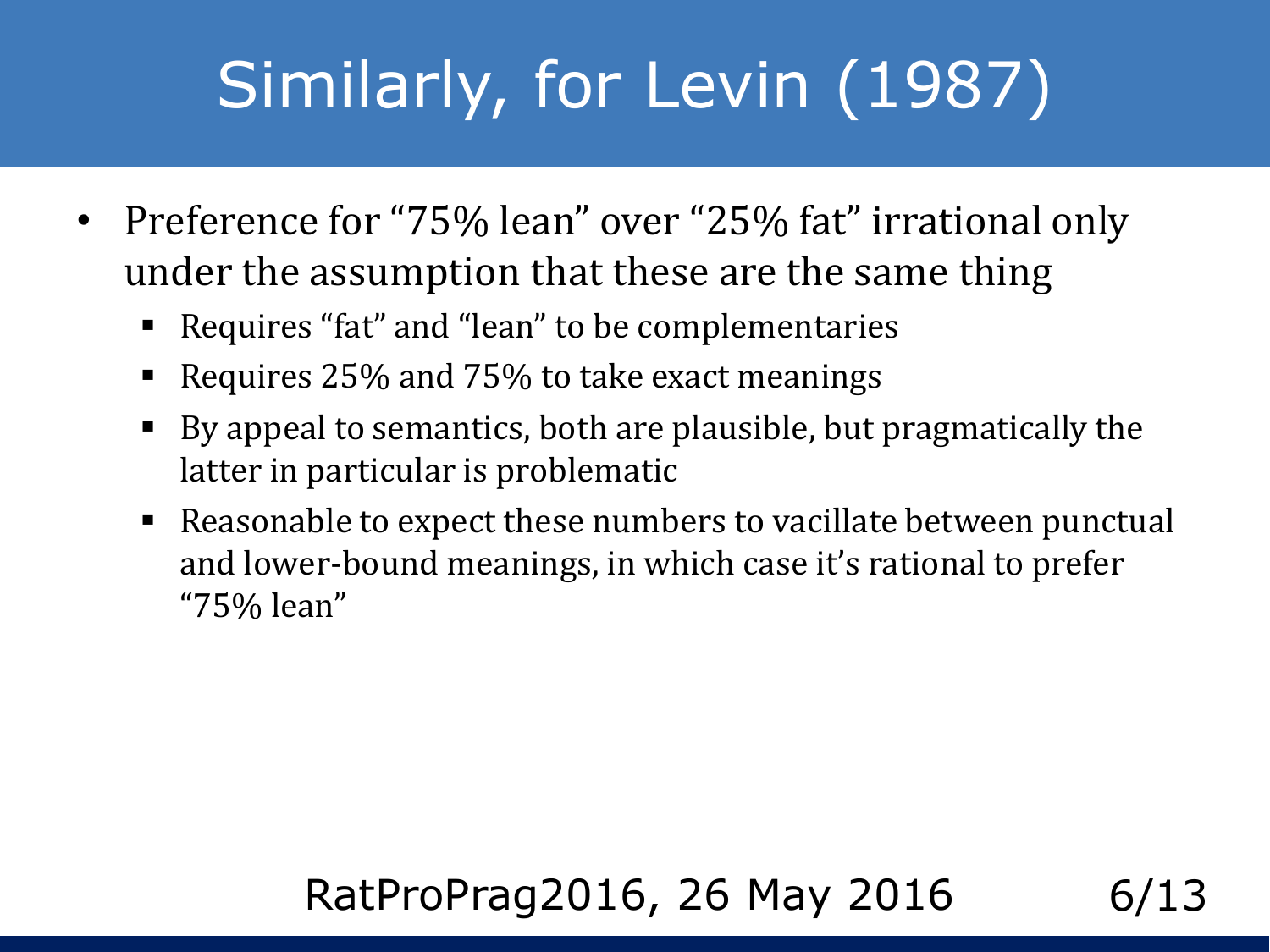# Similarly, for Levin (1987)

- Preference for "75% lean" over "25% fat" irrational only under the assumption that these are the same thing
  - Requires "fat" and "lean" to be complementaries
  - Requires 25% and 75% to take exact meanings
  - By appeal to semantics, both are plausible, but pragmatically the latter in particular is problematic
  - Reasonable to expect these numbers to vacillate between punctual and lower-bound meanings, in which case it's rational to prefer "75% lean"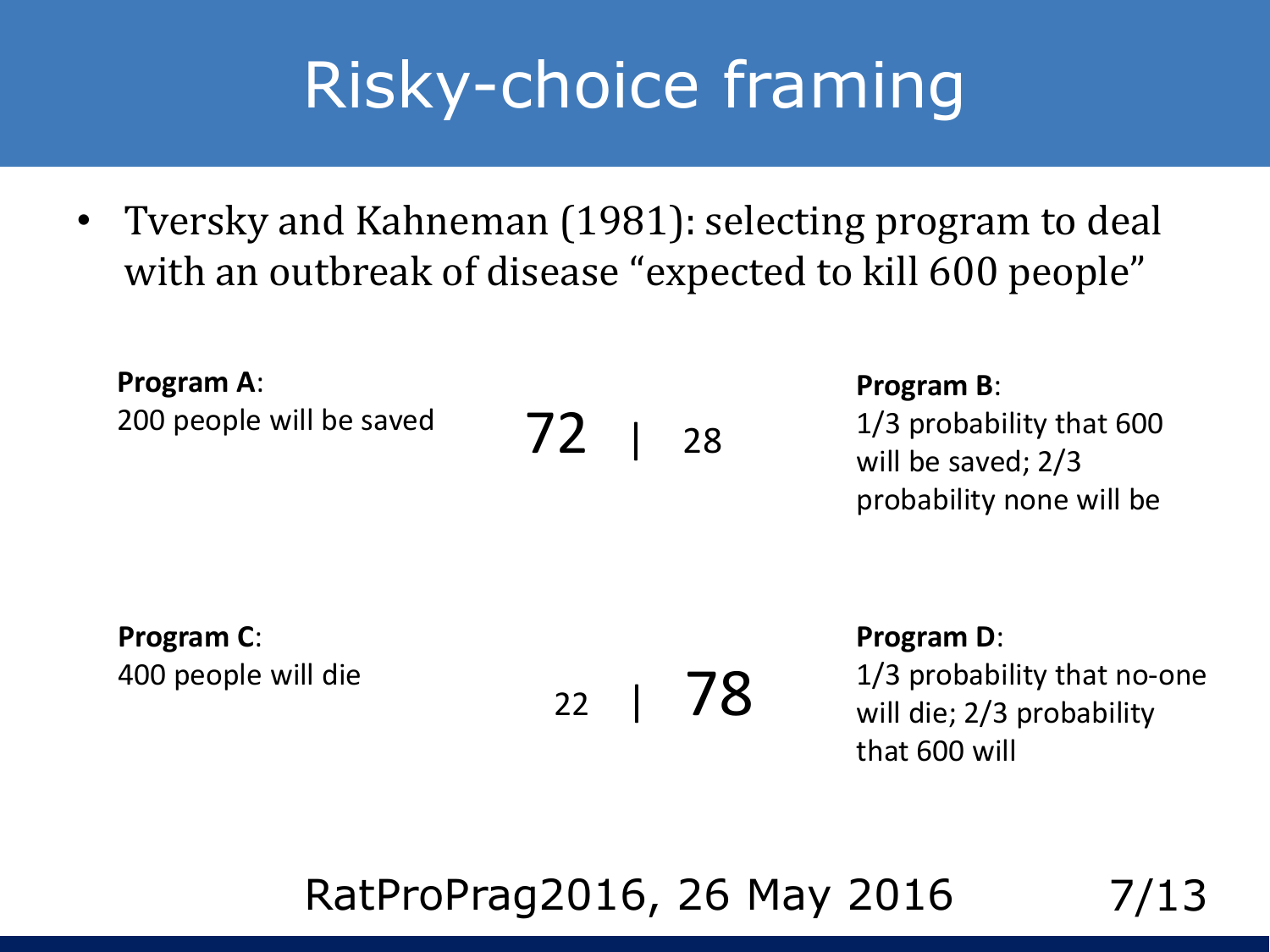# Risky-choice framing

- Tversky and Kahneman (1981): selecting program to deal with an outbreak of disease "expected to kill 600 people"

**Program A**:
200 people will be saved

72 | 28

**Program B**:
1/3 probability that 600 will be saved; 2/3 probability none will be

**Program C**:
400 people will die

22 | 78

**Program D**:
1/3 probability that no-one will die; 2/3 probability that 600 will

RatProPrag2016, 26 May 2016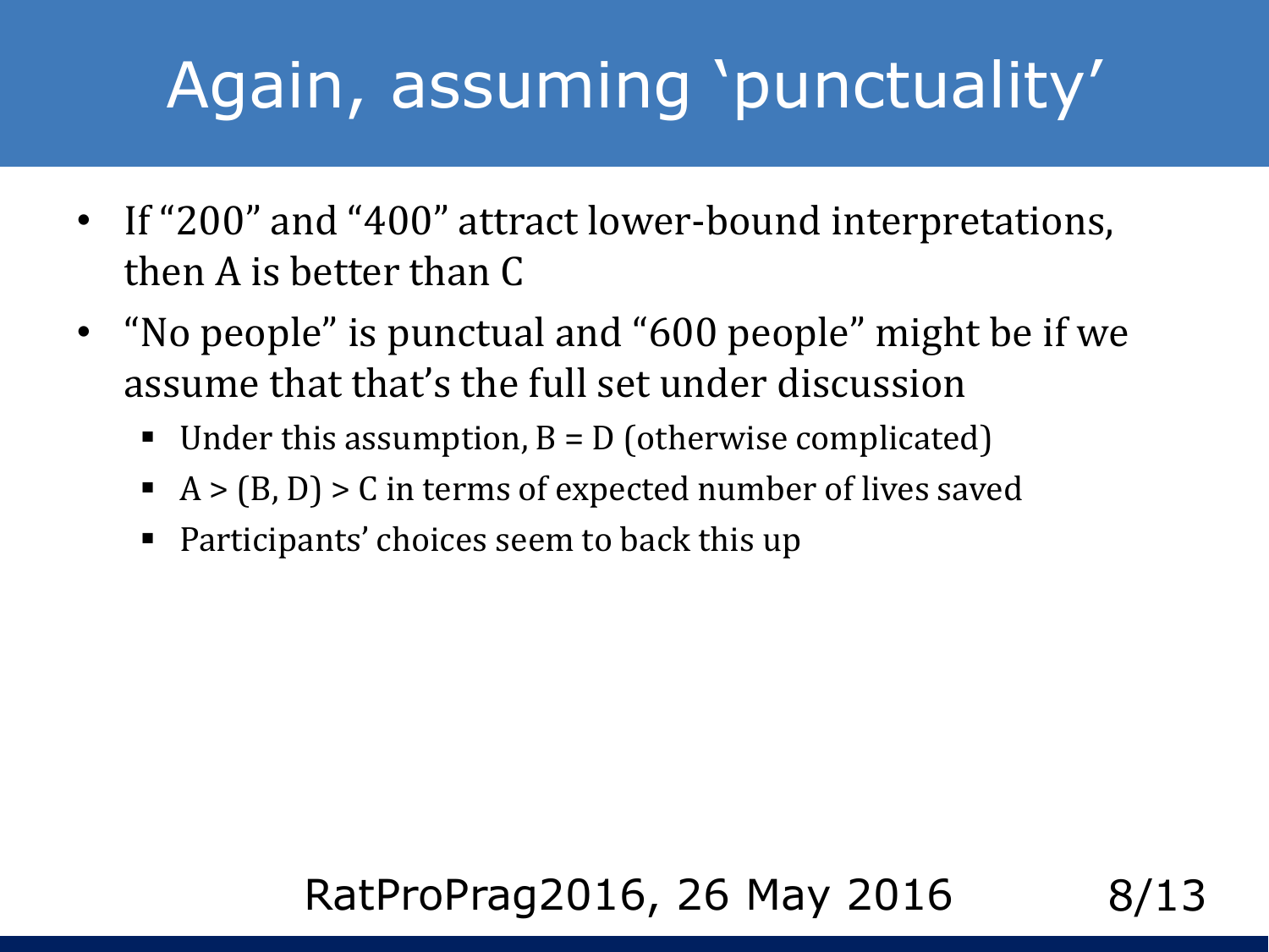# Again, assuming 'punctuality'

- If "200" and "400" attract lower-bound interpretations, then A is better than C
- "No people" is punctual and "600 people" might be if we assume that that's the full set under discussion
  - Under this assumption, B = D (otherwise complicated)
  - A > (B, D) > C in terms of expected number of lives saved
  - Participants' choices seem to back this up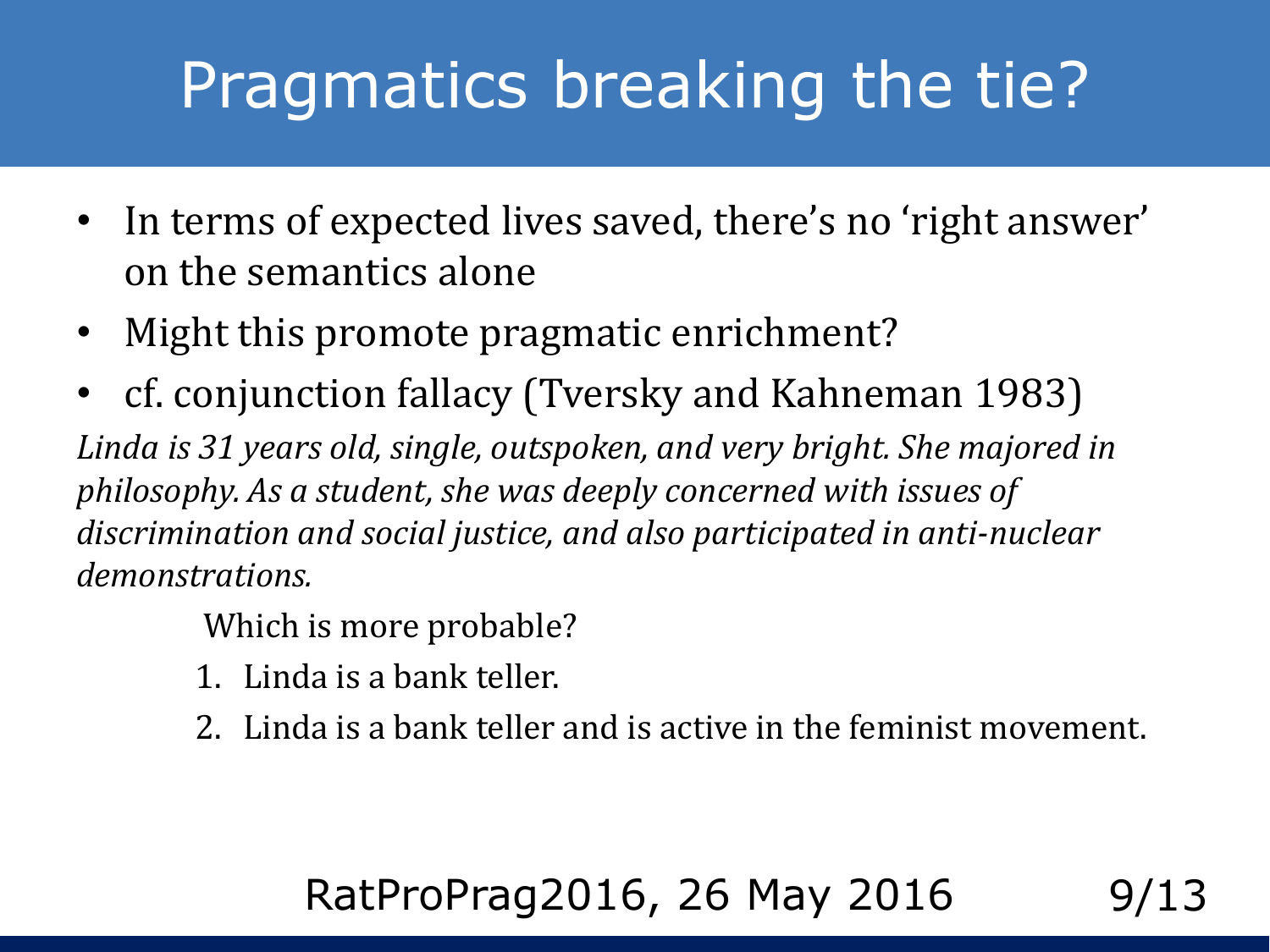# Pragmatics breaking the tie?

- In terms of expected lives saved, there's no 'right answer' on the semantics alone
- Might this promote pragmatic enrichment?
- cf. conjunction fallacy (Tversky and Kahneman 1983)

*Linda is 31 years old, single, outspoken, and very bright. She majored in philosophy. As a student, she was deeply concerned with issues of discrimination and social justice, and also participated in anti-nuclear demonstrations.*

Which is more probable?

1. Linda is a bank teller.
2. Linda is a bank teller and is active in the feminist movement.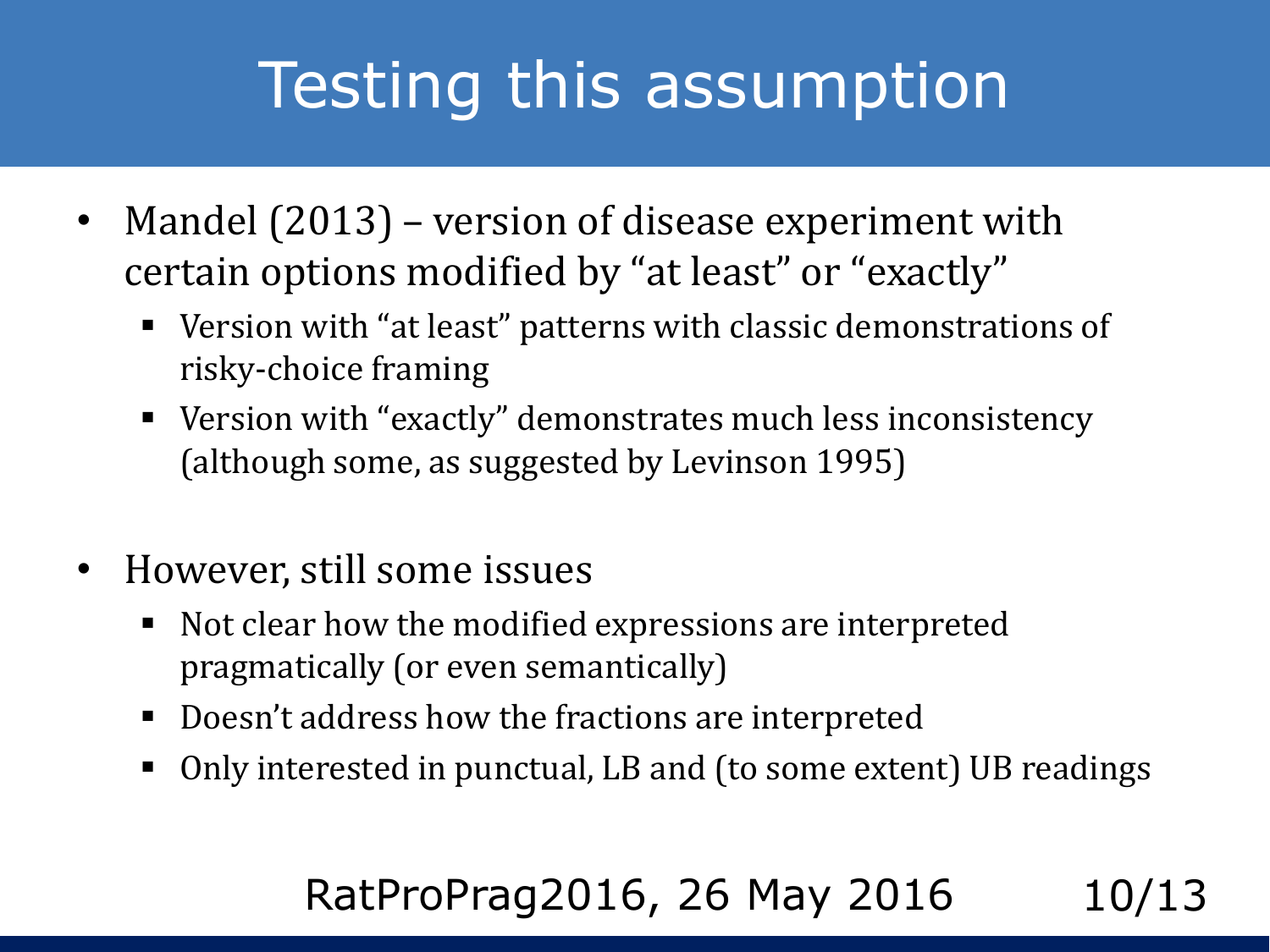# Testing this assumption

- Mandel (2013) – version of disease experiment with certain options modified by “at least” or “exactly”
  - Version with “at least” patterns with classic demonstrations of risky-choice framing
  - Version with “exactly” demonstrates much less inconsistency (although some, as suggested by Levinson 1995)

- However, still some issues
  - Not clear how the modified expressions are interpreted pragmatically (or even semantically)
  - Doesn’t address how the fractions are interpreted
  - Only interested in punctual, LB and (to some extent) UB readings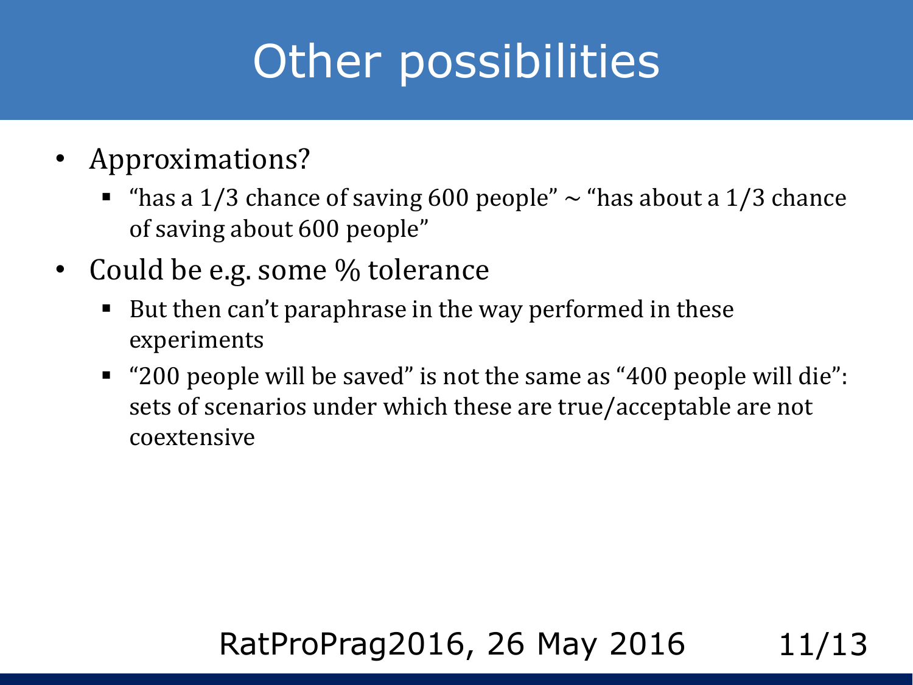# Other possibilities

- Approximations?
  - "has a 1/3 chance of saving 600 people" ~ "has about a 1/3 chance of saving about 600 people"
- Could be e.g. some % tolerance
  - But then can't paraphrase in the way performed in these experiments
  - "200 people will be saved" is not the same as "400 people will die": sets of scenarios under which these are true/acceptable are not coextensive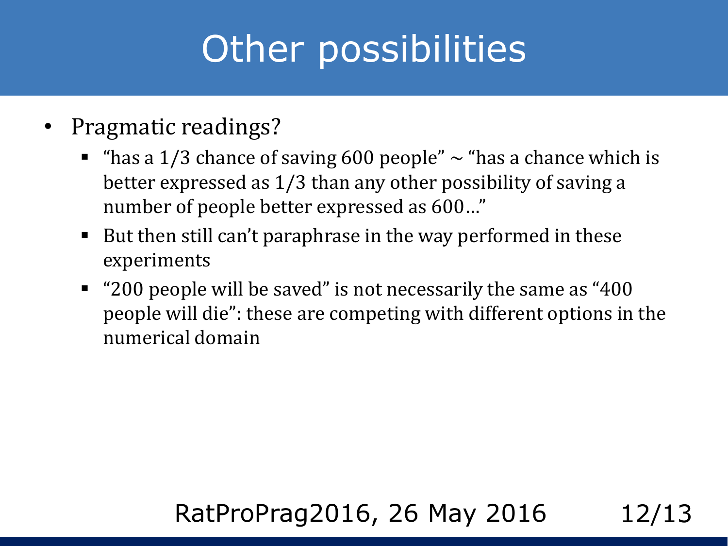# Other possibilities

- Pragmatic readings?
  - "has a 1/3 chance of saving 600 people" ~ "has a chance which is better expressed as 1/3 than any other possibility of saving a number of people better expressed as 600…"
  - But then still can't paraphrase in the way performed in these experiments
  - "200 people will be saved" is not necessarily the same as "400 people will die": these are competing with different options in the numerical domain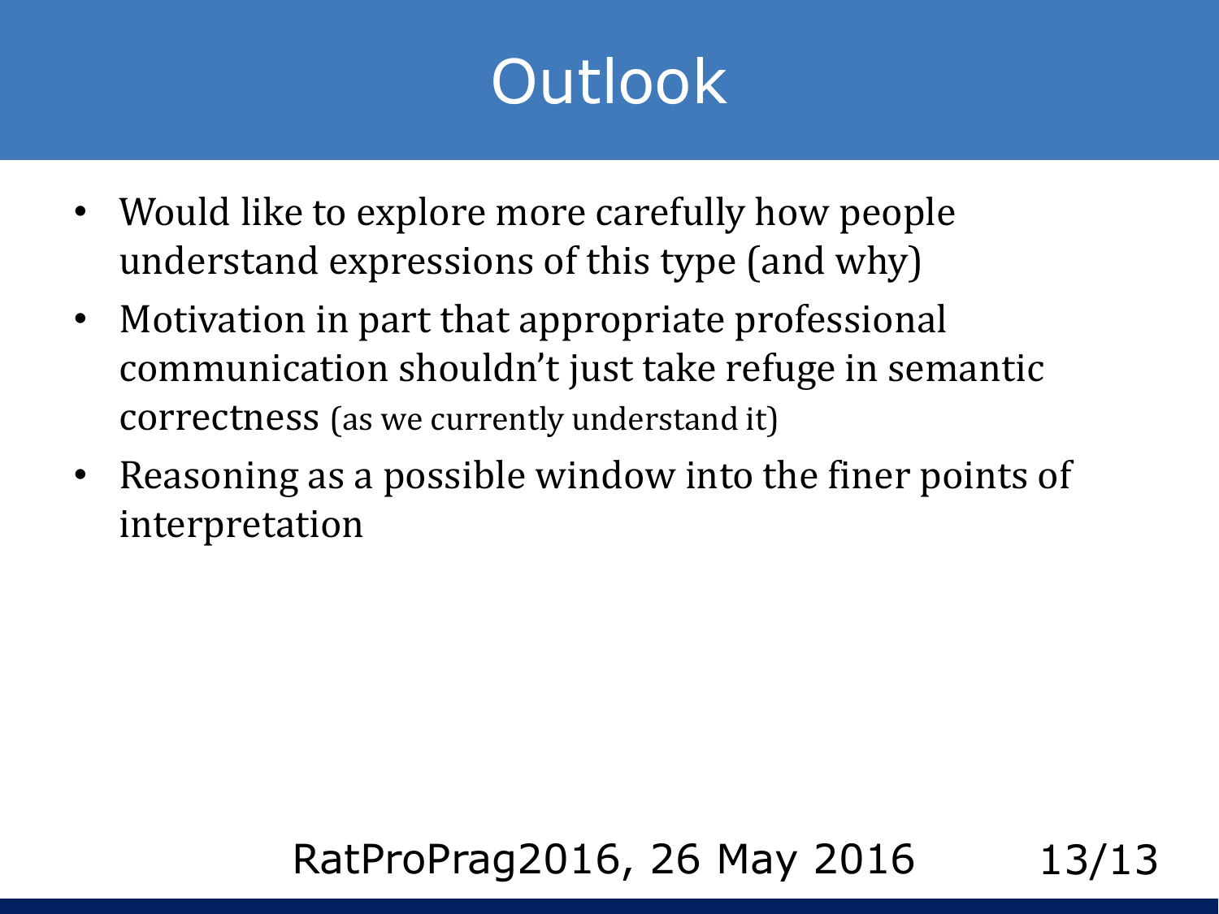# Outlook

- Would like to explore more carefully how people understand expressions of this type (and why)
- Motivation in part that appropriate professional communication shouldn't just take refuge in semantic correctness (as we currently understand it)
- Reasoning as a possible window into the finer points of interpretation